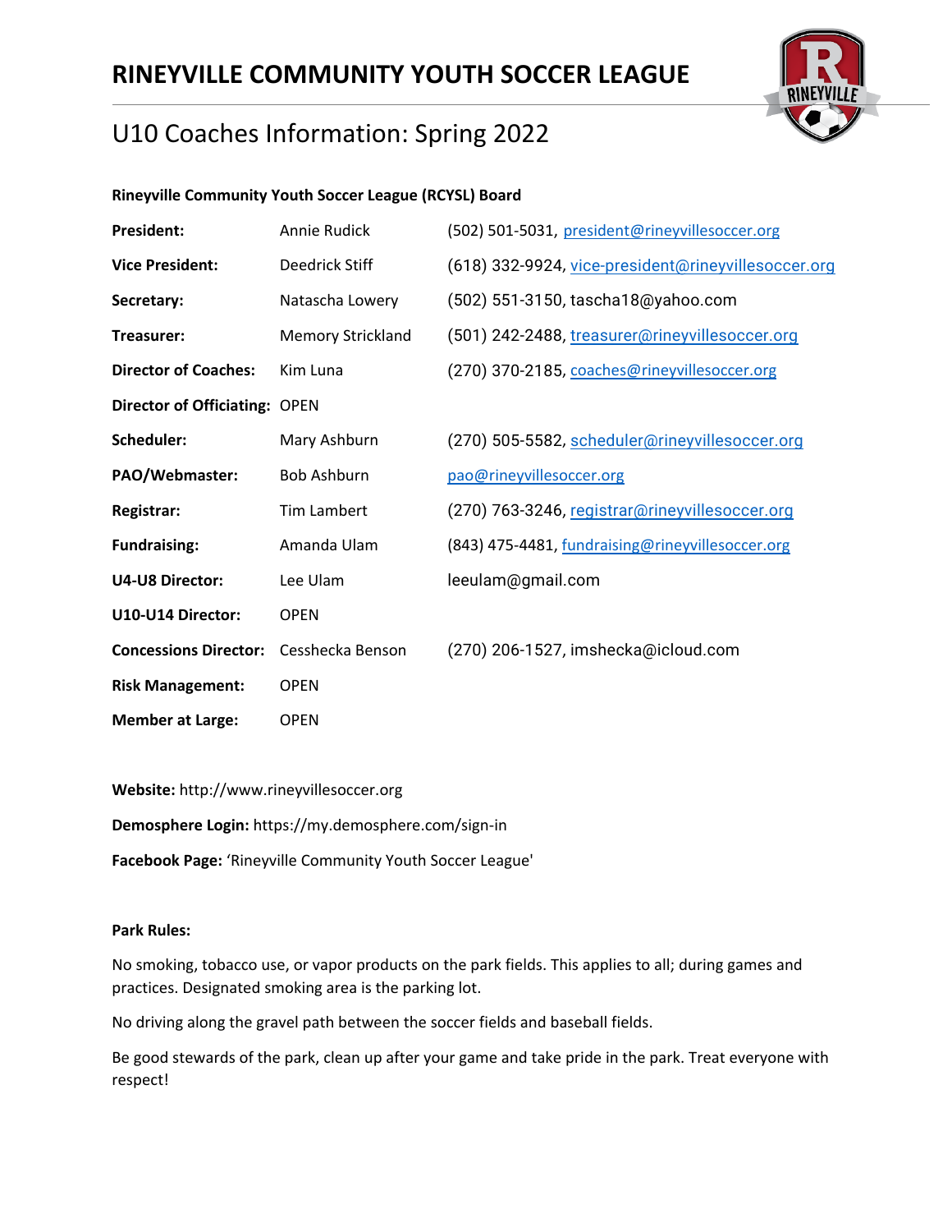# RINEYVILLE COMMUNITY YOUTH SOCCER LEAGUE

## U10 Coaches Information: Spring 2022

**Rineyville Community Youth Soccer League (RCYSL) Board**

| | | |
|---|---|---|
| **President:** | Annie Rudick | (502) 501-5031, president@rineyvillesoccer.org |
| **Vice President:** | Deedrick Stiff | (618) 332-9924, vice-president@rineyvillesoccer.org |
| **Secretary:** | Natascha Lowery | (502) 551-3150, tascha18@yahoo.com |
| **Treasurer:** | Memory Strickland | (501) 242-2488, treasurer@rineyvillesoccer.org |
| **Director of Coaches:** | Kim Luna | (270) 370-2185, coaches@rineyvillesoccer.org |
| **Director of Officiating:** | OPEN | |
| **Scheduler:** | Mary Ashburn | (270) 505-5582, scheduler@rineyvillesoccer.org |
| **PAO/Webmaster:** | Bob Ashburn | pao@rineyvillesoccer.org |
| **Registrar:** | Tim Lambert | (270) 763-3246, registrar@rineyvillesoccer.org |
| **Fundraising:** | Amanda Ulam | (843) 475-4481, fundraising@rineyvillesoccer.org |
| **U4-U8 Director:** | Lee Ulam | leeulam@gmail.com |
| **U10-U14 Director:** | OPEN | |
| **Concessions Director:** | Cesshecka Benson | (270) 206-1527, imshecka@icloud.com |
| **Risk Management:** | OPEN | |
| **Member at Large:** | OPEN | |

**Website:** http://www.rineyvillesoccer.org

**Demosphere Login:** https://my.demosphere.com/sign-in

**Facebook Page:** 'Rineyville Community Youth Soccer League'

**Park Rules:**

No smoking, tobacco use, or vapor products on the park fields. This applies to all; during games and practices. Designated smoking area is the parking lot.

No driving along the gravel path between the soccer fields and baseball fields.

Be good stewards of the park, clean up after your game and take pride in the park. Treat everyone with respect!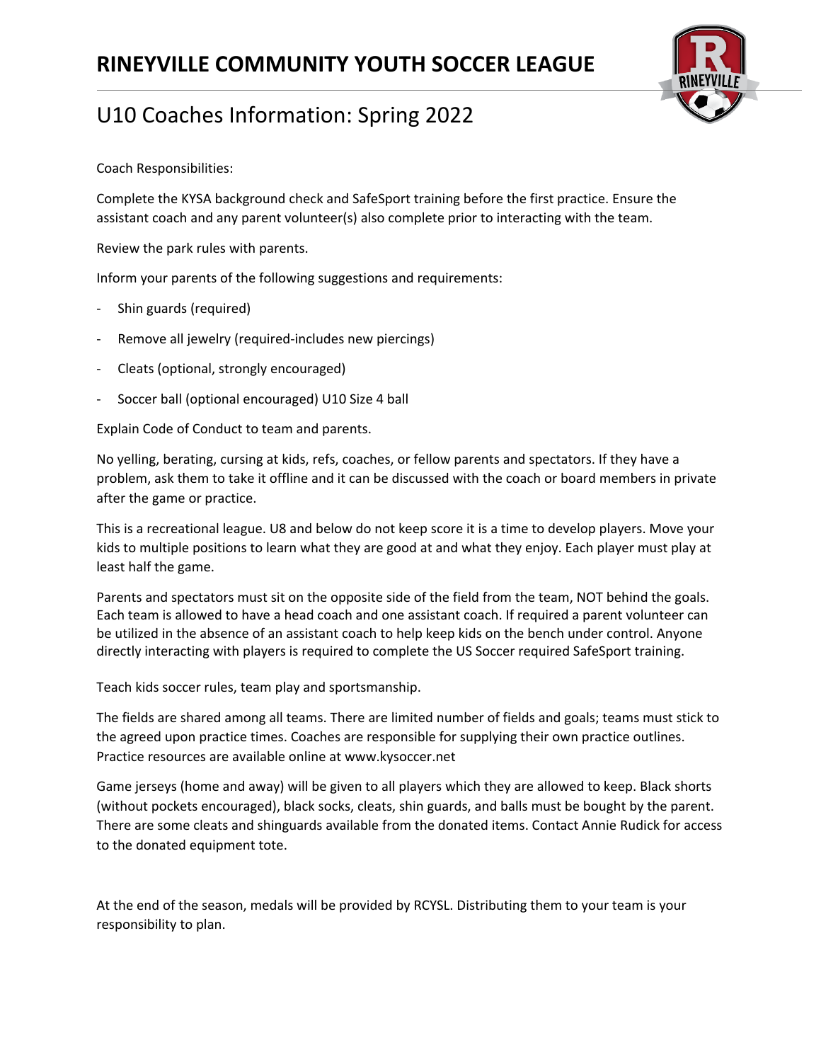# RINEYVILLE COMMUNITY YOUTH SOCCER LEAGUE

## U10 Coaches Information: Spring 2022

Coach Responsibilities:

Complete the KYSA background check and SafeSport training before the first practice. Ensure the assistant coach and any parent volunteer(s) also complete prior to interacting with the team.

Review the park rules with parents.

Inform your parents of the following suggestions and requirements:

- Shin guards (required)
- Remove all jewelry (required-includes new piercings)
- Cleats (optional, strongly encouraged)
- Soccer ball (optional encouraged) U10 Size 4 ball

Explain Code of Conduct to team and parents.

No yelling, berating, cursing at kids, refs, coaches, or fellow parents and spectators. If they have a problem, ask them to take it offline and it can be discussed with the coach or board members in private after the game or practice.

This is a recreational league. U8 and below do not keep score it is a time to develop players. Move your kids to multiple positions to learn what they are good at and what they enjoy. Each player must play at least half the game.

Parents and spectators must sit on the opposite side of the field from the team, NOT behind the goals. Each team is allowed to have a head coach and one assistant coach. If required a parent volunteer can be utilized in the absence of an assistant coach to help keep kids on the bench under control. Anyone directly interacting with players is required to complete the US Soccer required SafeSport training.

Teach kids soccer rules, team play and sportsmanship.

The fields are shared among all teams. There are limited number of fields and goals; teams must stick to the agreed upon practice times. Coaches are responsible for supplying their own practice outlines. Practice resources are available online at www.kysoccer.net

Game jerseys (home and away) will be given to all players which they are allowed to keep. Black shorts (without pockets encouraged), black socks, cleats, shin guards, and balls must be bought by the parent. There are some cleats and shinguards available from the donated items. Contact Annie Rudick for access to the donated equipment tote.

At the end of the season, medals will be provided by RCYSL. Distributing them to your team is your responsibility to plan.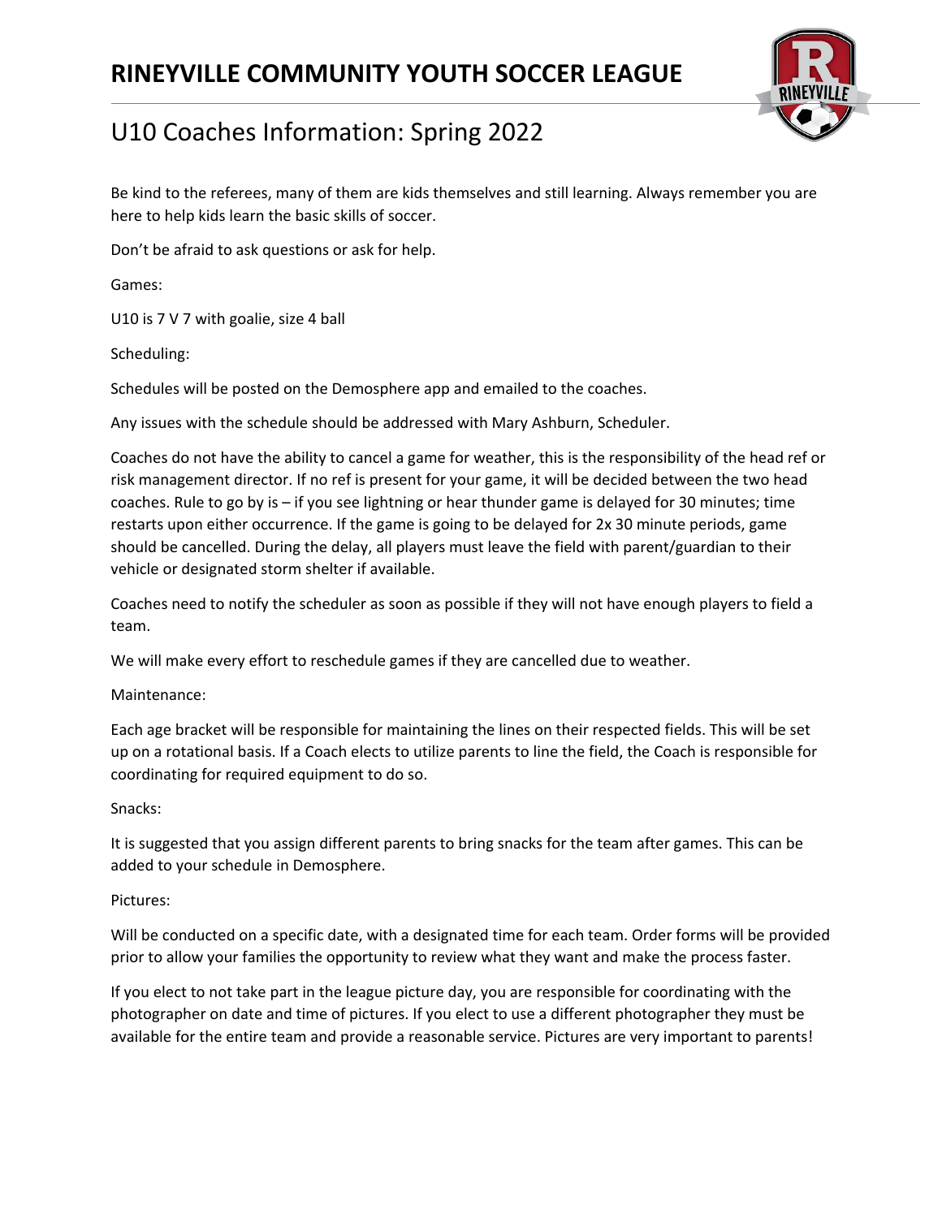# RINEYVILLE COMMUNITY YOUTH SOCCER LEAGUE

## U10 Coaches Information: Spring 2022

Be kind to the referees, many of them are kids themselves and still learning. Always remember you are here to help kids learn the basic skills of soccer.

Don't be afraid to ask questions or ask for help.

Games:

U10 is 7 V 7 with goalie, size 4 ball

Scheduling:

Schedules will be posted on the Demosphere app and emailed to the coaches.

Any issues with the schedule should be addressed with Mary Ashburn, Scheduler.

Coaches do not have the ability to cancel a game for weather, this is the responsibility of the head ref or risk management director. If no ref is present for your game, it will be decided between the two head coaches. Rule to go by is – if you see lightning or hear thunder game is delayed for 30 minutes; time restarts upon either occurrence. If the game is going to be delayed for 2x 30 minute periods, game should be cancelled. During the delay, all players must leave the field with parent/guardian to their vehicle or designated storm shelter if available.

Coaches need to notify the scheduler as soon as possible if they will not have enough players to field a team.

We will make every effort to reschedule games if they are cancelled due to weather.

Maintenance:

Each age bracket will be responsible for maintaining the lines on their respected fields. This will be set up on a rotational basis. If a Coach elects to utilize parents to line the field, the Coach is responsible for coordinating for required equipment to do so.

Snacks:

It is suggested that you assign different parents to bring snacks for the team after games. This can be added to your schedule in Demosphere.

Pictures:

Will be conducted on a specific date, with a designated time for each team. Order forms will be provided prior to allow your families the opportunity to review what they want and make the process faster.

If you elect to not take part in the league picture day, you are responsible for coordinating with the photographer on date and time of pictures. If you elect to use a different photographer they must be available for the entire team and provide a reasonable service. Pictures are very important to parents!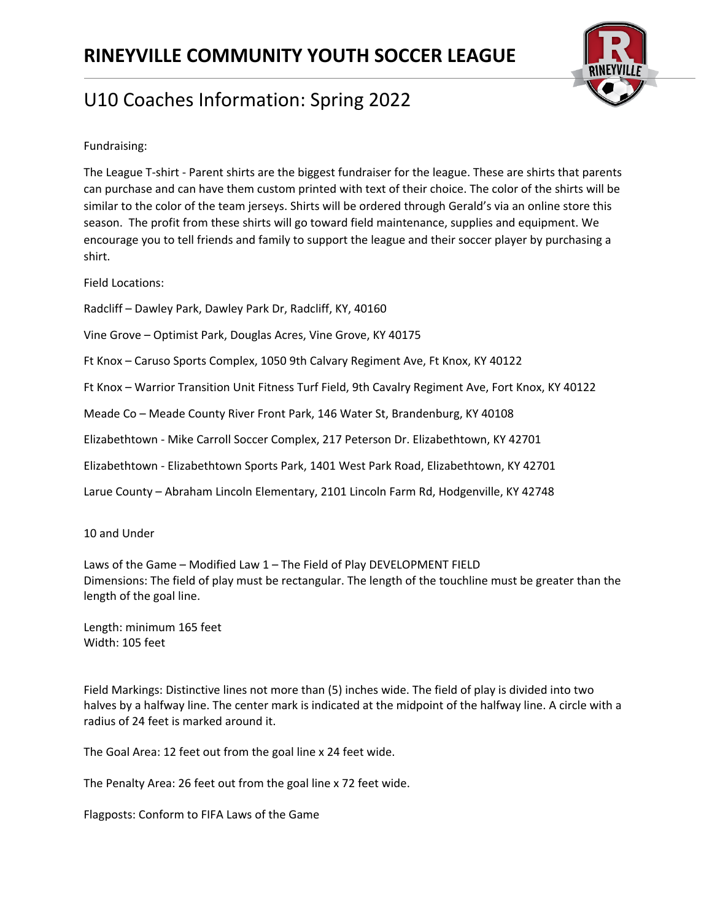# RINEYVILLE COMMUNITY YOUTH SOCCER LEAGUE

## U10 Coaches Information: Spring 2022

Fundraising:

The League T-shirt - Parent shirts are the biggest fundraiser for the league. These are shirts that parents can purchase and can have them custom printed with text of their choice. The color of the shirts will be similar to the color of the team jerseys. Shirts will be ordered through Gerald's via an online store this season. The profit from these shirts will go toward field maintenance, supplies and equipment. We encourage you to tell friends and family to support the league and their soccer player by purchasing a shirt.

Field Locations:

Radcliff – Dawley Park, Dawley Park Dr, Radcliff, KY, 40160

Vine Grove – Optimist Park, Douglas Acres, Vine Grove, KY 40175

Ft Knox – Caruso Sports Complex, 1050 9th Calvary Regiment Ave, Ft Knox, KY 40122

Ft Knox – Warrior Transition Unit Fitness Turf Field, 9th Cavalry Regiment Ave, Fort Knox, KY 40122

Meade Co – Meade County River Front Park, 146 Water St, Brandenburg, KY 40108

Elizabethtown - Mike Carroll Soccer Complex, 217 Peterson Dr. Elizabethtown, KY 42701

Elizabethtown - Elizabethtown Sports Park, 1401 West Park Road, Elizabethtown, KY 42701

Larue County – Abraham Lincoln Elementary, 2101 Lincoln Farm Rd, Hodgenville, KY 42748

10 and Under

Laws of the Game – Modified Law 1 – The Field of Play DEVELOPMENT FIELD
Dimensions: The field of play must be rectangular. The length of the touchline must be greater than the length of the goal line.

Length: minimum 165 feet
Width: 105 feet

Field Markings: Distinctive lines not more than (5) inches wide. The field of play is divided into two halves by a halfway line. The center mark is indicated at the midpoint of the halfway line. A circle with a radius of 24 feet is marked around it.

The Goal Area: 12 feet out from the goal line x 24 feet wide.

The Penalty Area: 26 feet out from the goal line x 72 feet wide.

Flagposts: Conform to FIFA Laws of the Game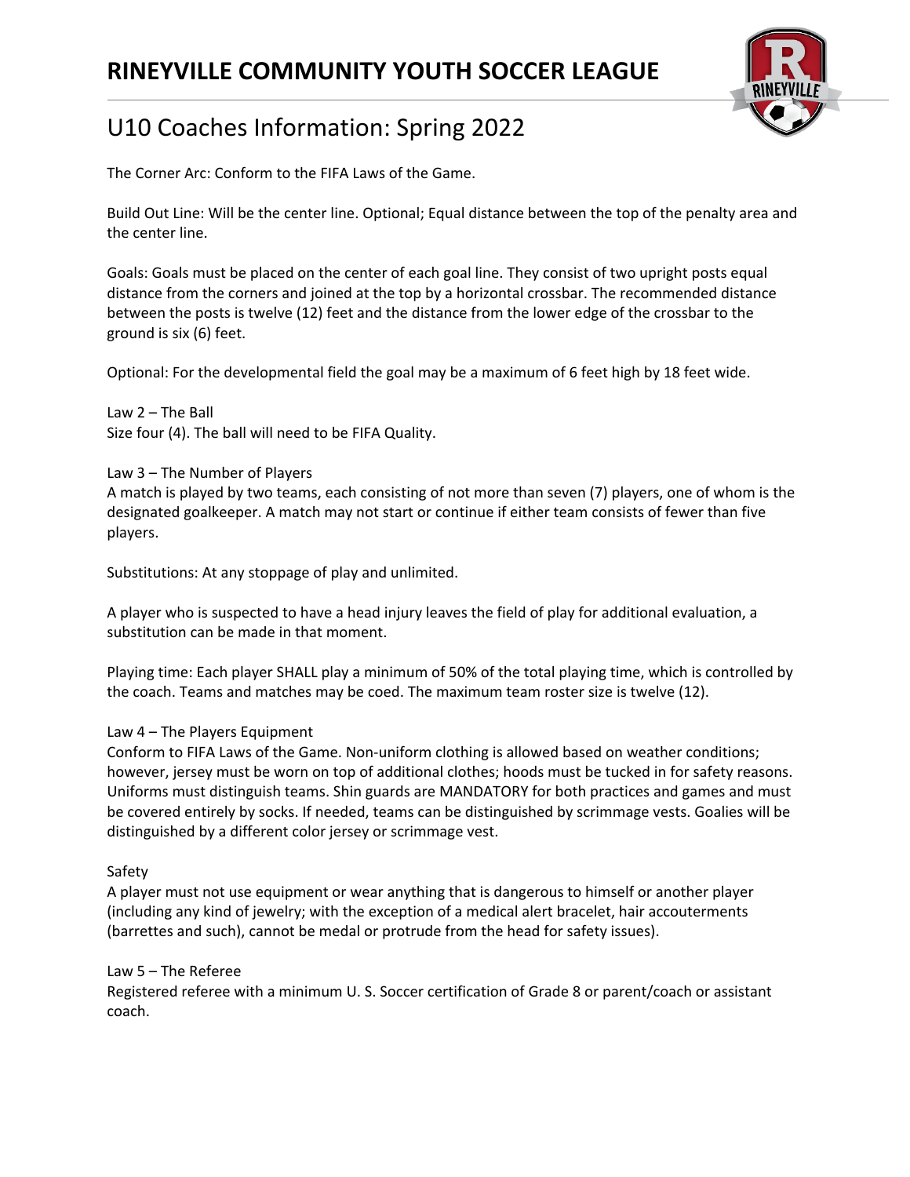# RINEYVILLE COMMUNITY YOUTH SOCCER LEAGUE

## U10 Coaches Information: Spring 2022

The Corner Arc: Conform to the FIFA Laws of the Game.

Build Out Line: Will be the center line. Optional; Equal distance between the top of the penalty area and the center line.

Goals: Goals must be placed on the center of each goal line. They consist of two upright posts equal distance from the corners and joined at the top by a horizontal crossbar. The recommended distance between the posts is twelve (12) feet and the distance from the lower edge of the crossbar to the ground is six (6) feet.

Optional: For the developmental field the goal may be a maximum of 6 feet high by 18 feet wide.

Law 2 – The Ball
Size four (4). The ball will need to be FIFA Quality.

Law 3 – The Number of Players
A match is played by two teams, each consisting of not more than seven (7) players, one of whom is the designated goalkeeper. A match may not start or continue if either team consists of fewer than five players.

Substitutions: At any stoppage of play and unlimited.

A player who is suspected to have a head injury leaves the field of play for additional evaluation, a substitution can be made in that moment.

Playing time: Each player SHALL play a minimum of 50% of the total playing time, which is controlled by the coach. Teams and matches may be coed. The maximum team roster size is twelve (12).

Law 4 – The Players Equipment
Conform to FIFA Laws of the Game. Non-uniform clothing is allowed based on weather conditions; however, jersey must be worn on top of additional clothes; hoods must be tucked in for safety reasons. Uniforms must distinguish teams. Shin guards are MANDATORY for both practices and games and must be covered entirely by socks. If needed, teams can be distinguished by scrimmage vests. Goalies will be distinguished by a different color jersey or scrimmage vest.

Safety
A player must not use equipment or wear anything that is dangerous to himself or another player (including any kind of jewelry; with the exception of a medical alert bracelet, hair accouterments (barrettes and such), cannot be medal or protrude from the head for safety issues).

Law 5 – The Referee
Registered referee with a minimum U. S. Soccer certification of Grade 8 or parent/coach or assistant coach.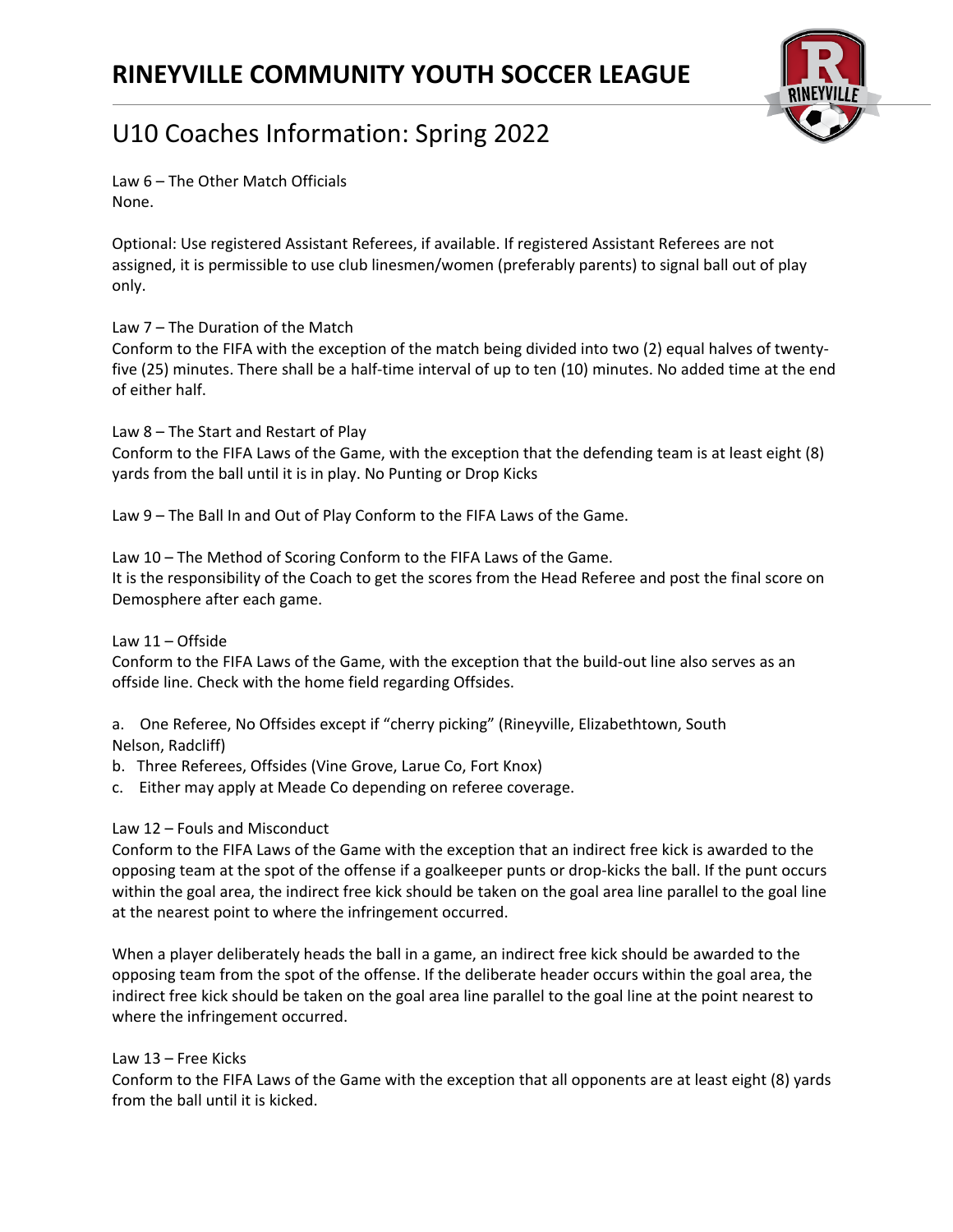# RINEYVILLE COMMUNITY YOUTH SOCCER LEAGUE

## U10 Coaches Information: Spring 2022

Law 6 – The Other Match Officials
None.

Optional: Use registered Assistant Referees, if available. If registered Assistant Referees are not assigned, it is permissible to use club linesmen/women (preferably parents) to signal ball out of play only.

Law 7 – The Duration of the Match
Conform to the FIFA with the exception of the match being divided into two (2) equal halves of twenty-five (25) minutes. There shall be a half-time interval of up to ten (10) minutes. No added time at the end of either half.

Law 8 – The Start and Restart of Play
Conform to the FIFA Laws of the Game, with the exception that the defending team is at least eight (8) yards from the ball until it is in play. No Punting or Drop Kicks

Law 9 – The Ball In and Out of Play Conform to the FIFA Laws of the Game.

Law 10 – The Method of Scoring Conform to the FIFA Laws of the Game.
It is the responsibility of the Coach to get the scores from the Head Referee and post the final score on Demosphere after each game.

Law 11 – Offside
Conform to the FIFA Laws of the Game, with the exception that the build-out line also serves as an offside line. Check with the home field regarding Offsides.

a. One Referee, No Offsides except if "cherry picking" (Rineyville, Elizabethtown, South Nelson, Radcliff)
b. Three Referees, Offsides (Vine Grove, Larue Co, Fort Knox)
c. Either may apply at Meade Co depending on referee coverage.

Law 12 – Fouls and Misconduct
Conform to the FIFA Laws of the Game with the exception that an indirect free kick is awarded to the opposing team at the spot of the offense if a goalkeeper punts or drop-kicks the ball. If the punt occurs within the goal area, the indirect free kick should be taken on the goal area line parallel to the goal line at the nearest point to where the infringement occurred.

When a player deliberately heads the ball in a game, an indirect free kick should be awarded to the opposing team from the spot of the offense. If the deliberate header occurs within the goal area, the indirect free kick should be taken on the goal area line parallel to the goal line at the point nearest to where the infringement occurred.

Law 13 – Free Kicks
Conform to the FIFA Laws of the Game with the exception that all opponents are at least eight (8) yards from the ball until it is kicked.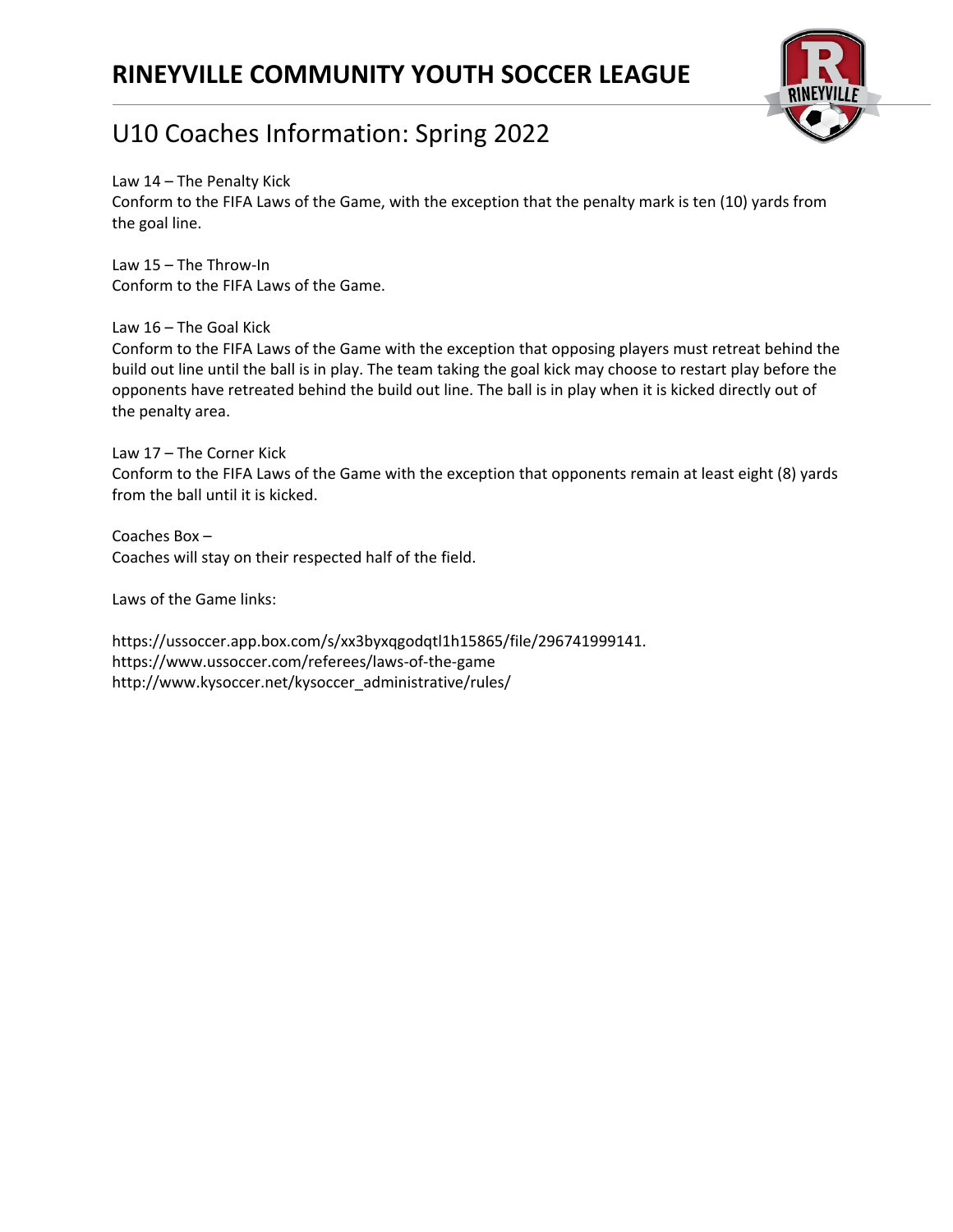# RINEYVILLE COMMUNITY YOUTH SOCCER LEAGUE

## U10 Coaches Information: Spring 2022

Law 14 – The Penalty Kick
Conform to the FIFA Laws of the Game, with the exception that the penalty mark is ten (10) yards from the goal line.

Law 15 – The Throw-In
Conform to the FIFA Laws of the Game.

Law 16 – The Goal Kick
Conform to the FIFA Laws of the Game with the exception that opposing players must retreat behind the build out line until the ball is in play. The team taking the goal kick may choose to restart play before the opponents have retreated behind the build out line. The ball is in play when it is kicked directly out of the penalty area.

Law 17 – The Corner Kick
Conform to the FIFA Laws of the Game with the exception that opponents remain at least eight (8) yards from the ball until it is kicked.

Coaches Box –
Coaches will stay on their respected half of the field.

Laws of the Game links:

https://ussoccer.app.box.com/s/xx3byxqgodqtl1h15865/file/296741999141.
https://www.ussoccer.com/referees/laws-of-the-game
http://www.kysoccer.net/kysoccer_administrative/rules/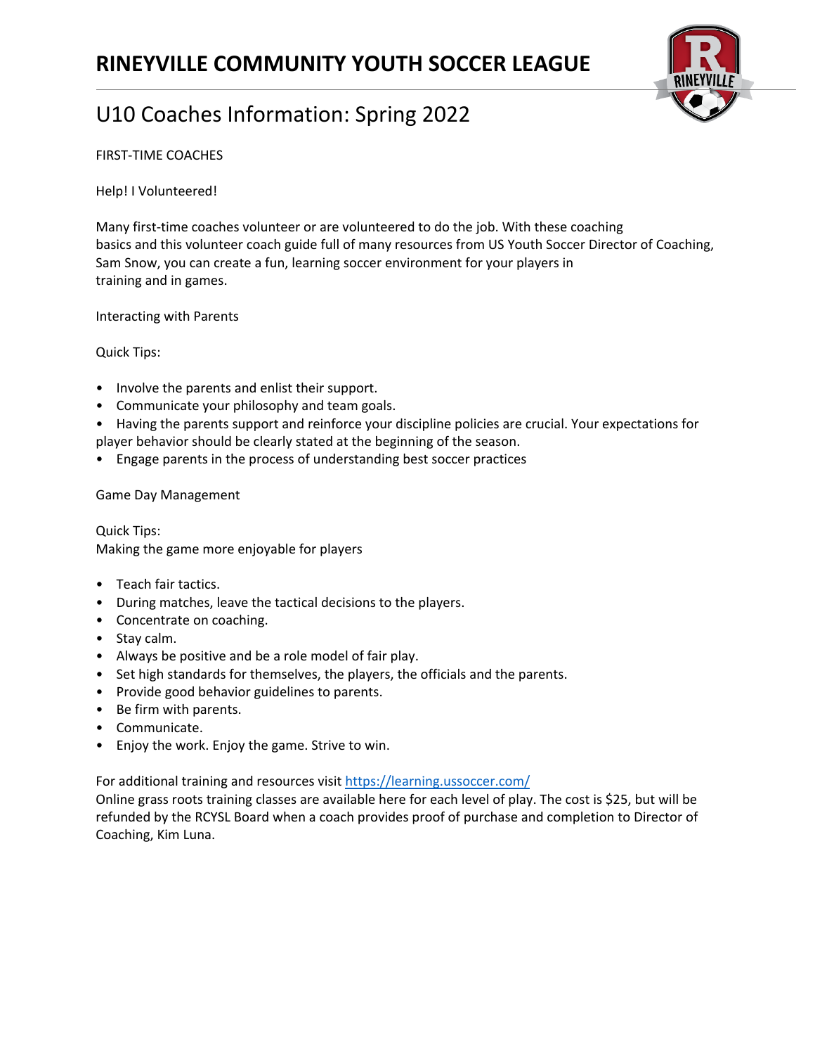# RINEYVILLE COMMUNITY YOUTH SOCCER LEAGUE

## U10 Coaches Information: Spring 2022

FIRST-TIME COACHES

Help! I Volunteered!

Many first-time coaches volunteer or are volunteered to do the job. With these coaching basics and this volunteer coach guide full of many resources from US Youth Soccer Director of Coaching, Sam Snow, you can create a fun, learning soccer environment for your players in training and in games.

Interacting with Parents

Quick Tips:

- Involve the parents and enlist their support.
- Communicate your philosophy and team goals.
- Having the parents support and reinforce your discipline policies are crucial. Your expectations for player behavior should be clearly stated at the beginning of the season.
- Engage parents in the process of understanding best soccer practices

Game Day Management

Quick Tips:
Making the game more enjoyable for players

- Teach fair tactics.
- During matches, leave the tactical decisions to the players.
- Concentrate on coaching.
- Stay calm.
- Always be positive and be a role model of fair play.
- Set high standards for themselves, the players, the officials and the parents.
- Provide good behavior guidelines to parents.
- Be firm with parents.
- Communicate.
- Enjoy the work. Enjoy the game. Strive to win.

For additional training and resources visit https://learning.ussoccer.com/
Online grass roots training classes are available here for each level of play. The cost is $25, but will be refunded by the RCYSL Board when a coach provides proof of purchase and completion to Director of Coaching, Kim Luna.